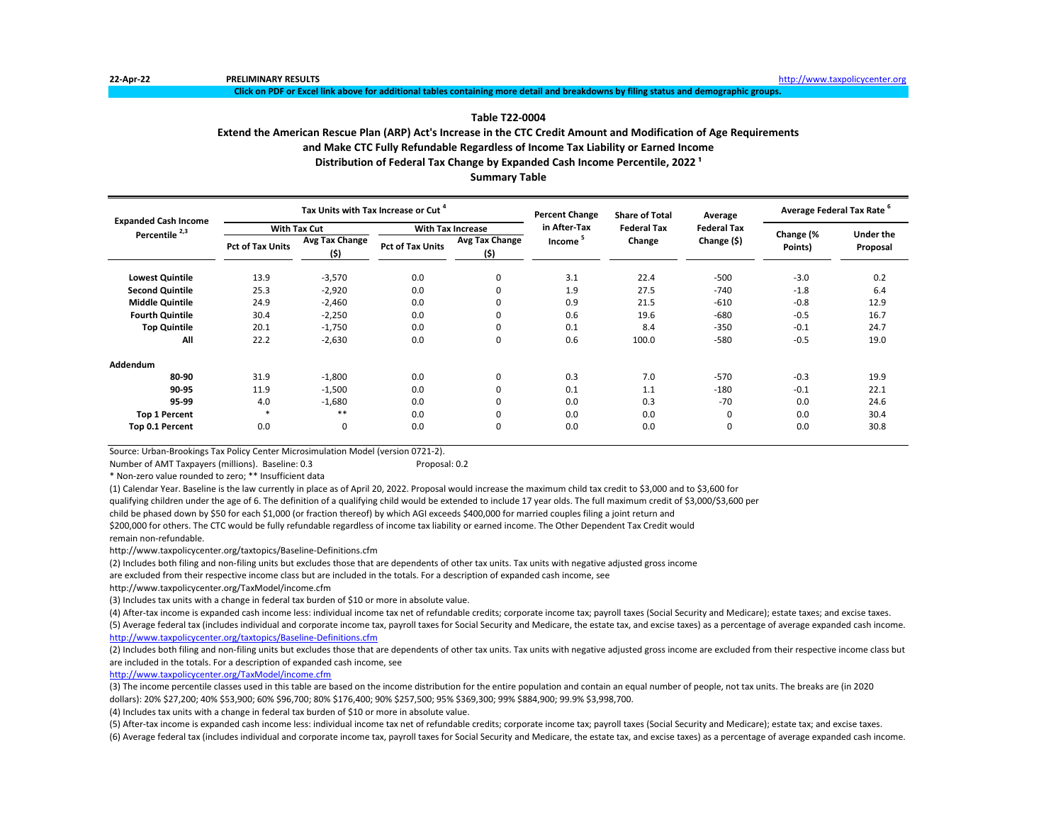22-Apr-22 PRELIMINARY RESULTS http://www.taxpolicycenter.org

Click on PDF or Excel link above for additional tables containing more detail and breakdowns by filing status and demographic groups.

### Table T22-0004

### Extend the American Rescue Plan (ARP) Act's Increase in the CTC Credit Amount and Modification of Age Requirements and Make CTC Fully Refundable Regardless of Income Tax Liability or Earned Income

### Distribution of Federal Tax Change by Expanded Cash Income Percentile, 2022 [1]

### Summary Table

| Expanded Cash Income Percentile [2,3] | Tax Units with Tax Increase or Cut [4] | | | | Percent Change in After-Tax Income [5] | Share of Total Federal Tax Change | Average Federal Tax Change ($) | Average Federal Tax Rate [6] | |
|---|---|---|---|---|---|---|---|---|---|
| | With Tax Cut | | With Tax Increase | | | | | | |
| | Pct of Tax Units | Avg Tax Change ($) | Pct of Tax Units | Avg Tax Change ($) | | | | Change (% Points) | Under the Proposal |
| Lowest Quintile | 13.9 | -3,570 | 0.0 | 0 | 3.1 | 22.4 | -500 | -3.0 | 0.2 |
| Second Quintile | 25.3 | -2,920 | 0.0 | 0 | 1.9 | 27.5 | -740 | -1.8 | 6.4 |
| Middle Quintile | 24.9 | -2,460 | 0.0 | 0 | 0.9 | 21.5 | -610 | -0.8 | 12.9 |
| Fourth Quintile | 30.4 | -2,250 | 0.0 | 0 | 0.6 | 19.6 | -680 | -0.5 | 16.7 |
| Top Quintile | 20.1 | -1,750 | 0.0 | 0 | 0.1 | 8.4 | -350 | -0.1 | 24.7 |
| All | 22.2 | -2,630 | 0.0 | 0 | 0.6 | 100.0 | -580 | -0.5 | 19.0 |
| **Addendum** | | | | | | | | | |
| 80-90 | 31.9 | -1,800 | 0.0 | 0 | 0.3 | 7.0 | -570 | -0.3 | 19.9 |
| 90-95 | 11.9 | -1,500 | 0.0 | 0 | 0.1 | 1.1 | -180 | -0.1 | 22.1 |
| 95-99 | 4.0 | -1,680 | 0.0 | 0 | 0.0 | 0.3 | -70 | 0.0 | 24.6 |
| Top 1 Percent | * | ** | 0.0 | 0 | 0.0 | 0.0 | 0 | 0.0 | 30.4 |
| Top 0.1 Percent | 0.0 | 0 | 0.0 | 0 | 0.0 | 0.0 | 0 | 0.0 | 30.8 |

Source: Urban-Brookings Tax Policy Center Microsimulation Model (version 0721-2).

Number of AMT Taxpayers (millions). Baseline: 0.3 Proposal: 0.2

* Non-zero value rounded to zero; ** Insufficient data

(1) Calendar Year. Baseline is the law currently in place as of April 20, 2022. Proposal would increase the maximum child tax credit to $3,000 and to $3,600 for qualifying children under the age of 6. The definition of a qualifying child would be extended to include 17 year olds. The full maximum credit of $3,000/$3,600 per child be phased down by $50 for each $1,000 (or fraction thereof) by which AGI exceeds $400,000 for married couples filing a joint return and $200,000 for others. The CTC would be fully refundable regardless of income tax liability or earned income. The Other Dependent Tax Credit would remain non-refundable.

http://www.taxpolicycenter.org/taxtopics/Baseline-Definitions.cfm

(2) Includes both filing and non-filing units but excludes those that are dependents of other tax units. Tax units with negative adjusted gross income are excluded from their respective income class but are included in the totals. For a description of expanded cash income, see

http://www.taxpolicycenter.org/TaxModel/income.cfm

(3) Includes tax units with a change in federal tax burden of $10 or more in absolute value.

(4) After-tax income is expanded cash income less: individual income tax net of refundable credits; corporate income tax; payroll taxes (Social Security and Medicare); estate taxes; and excise taxes.

(5) Average federal tax (includes individual and corporate income tax, payroll taxes for Social Security and Medicare, the estate tax, and excise taxes) as a percentage of average expanded cash income.

http://www.taxpolicycenter.org/taxtopics/Baseline-Definitions.cfm

(2) Includes both filing and non-filing units but excludes those that are dependents of other tax units. Tax units with negative adjusted gross income are excluded from their respective income class but are included in the totals. For a description of expanded cash income, see

http://www.taxpolicycenter.org/TaxModel/income.cfm

(3) The income percentile classes used in this table are based on the income distribution for the entire population and contain an equal number of people, not tax units. The breaks are (in 2020 dollars): 20% $27,200; 40% $53,900; 60% $96,700; 80% $176,400; 90% $257,500; 95% $369,300; 99% $884,900; 99.9% $3,998,700.

(4) Includes tax units with a change in federal tax burden of $10 or more in absolute value.

(5) After-tax income is expanded cash income less: individual income tax net of refundable credits; corporate income tax; payroll taxes (Social Security and Medicare); estate tax; and excise taxes.

(6) Average federal tax (includes individual and corporate income tax, payroll taxes for Social Security and Medicare, the estate tax, and excise taxes) as a percentage of average expanded cash income.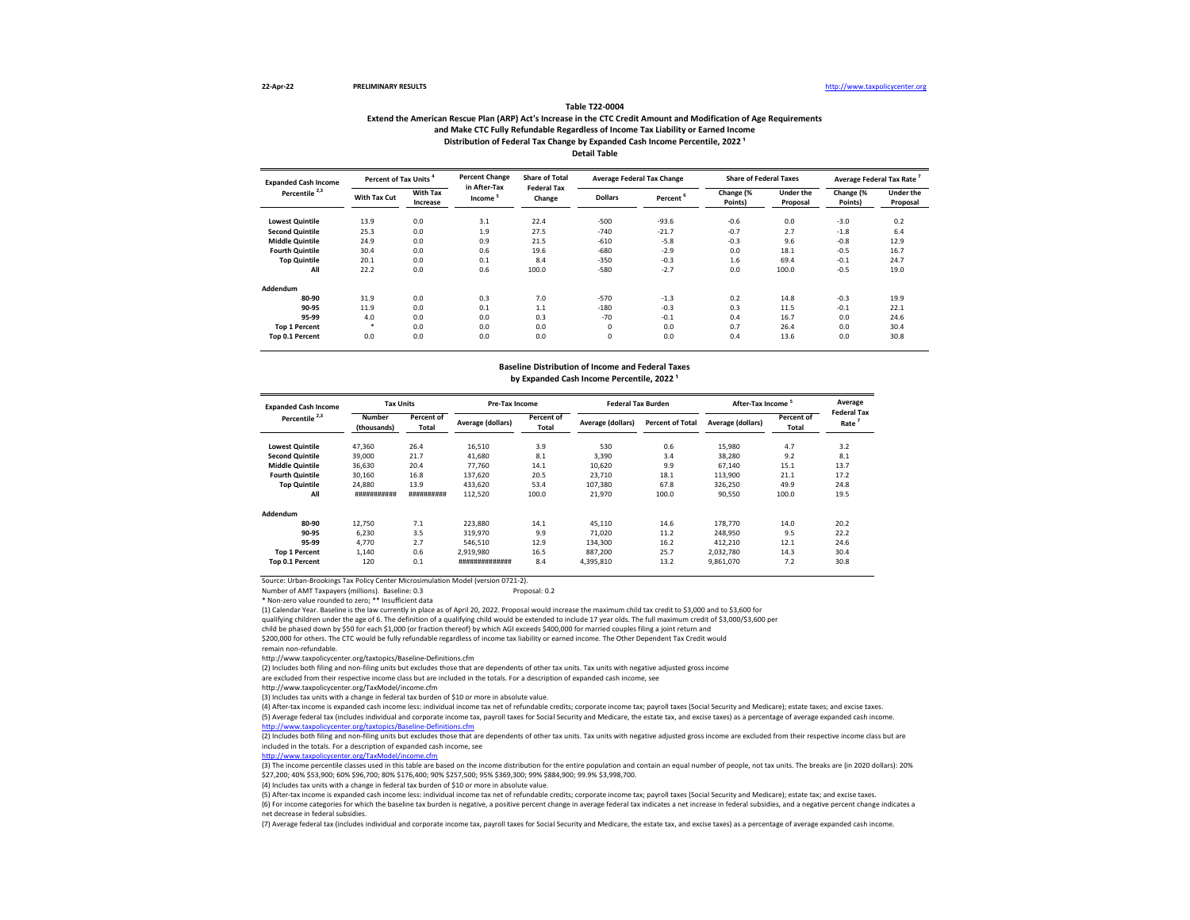22-Apr-22 **PRELIMINARY RESULTS** http://www.taxpolicycenter.org

### Table T22-0004

**Extend the American Rescue Plan (ARP) Act's Increase in the CTC Credit Amount and Modification of Age Requirements and Make CTC Fully Refundable Regardless of Income Tax Liability or Earned Income**

**Distribution of Federal Tax Change by Expanded Cash Income Percentile, 2022 [1]**

**Detail Table**

| Expanded Cash Income Percentile [2,3] | Percent of Tax Units [4] | | Percent Change in After-Tax Income [5] | Share of Total Federal Tax Change | Average Federal Tax Change | | Share of Federal Taxes | | Average Federal Tax Rate [7] | |
|---|---|---|---|---|---|---|---|---|---|---|
| | With Tax Cut | With Tax Increase | | | Dollars | Percent [6] | Change (% Points) | Under the Proposal | Change (% Points) | Under the Proposal |
| Lowest Quintile | 13.9 | 0.0 | 3.1 | 22.4 | -500 | -93.6 | -0.6 | 0.0 | -3.0 | 0.2 |
| Second Quintile | 25.3 | 0.0 | 1.9 | 27.5 | -740 | -21.7 | -0.7 | 2.7 | -1.8 | 6.4 |
| Middle Quintile | 24.9 | 0.0 | 0.9 | 21.5 | -610 | -5.8 | -0.3 | 9.6 | -0.8 | 12.9 |
| Fourth Quintile | 30.4 | 0.0 | 0.6 | 19.6 | -680 | -2.9 | 0.0 | 18.1 | -0.5 | 16.7 |
| Top Quintile | 20.1 | 0.0 | 0.1 | 8.4 | -350 | -0.3 | 1.6 | 69.4 | -0.1 | 24.7 |
| All | 22.2 | 0.0 | 0.6 | 100.0 | -580 | -2.7 | 0.0 | 100.0 | -0.5 | 19.0 |
| **Addendum** | | | | | | | | | | |
| 80-90 | 31.9 | 0.0 | 0.3 | 7.0 | -570 | -1.3 | 0.2 | 14.8 | -0.3 | 19.9 |
| 90-95 | 11.9 | 0.0 | 0.1 | 1.1 | -180 | -0.3 | 0.3 | 11.5 | -0.1 | 22.1 |
| 95-99 | 4.0 | 0.0 | 0.0 | 0.3 | -70 | -0.1 | 0.4 | 16.7 | 0.0 | 24.6 |
| Top 1 Percent | * | 0.0 | 0.0 | 0.0 | 0 | 0.0 | 0.7 | 26.4 | 0.0 | 30.4 |
| Top 0.1 Percent | 0.0 | 0.0 | 0.0 | 0.0 | 0 | 0.0 | 0.4 | 13.6 | 0.0 | 30.8 |

### Baseline Distribution of Income and Federal Taxes by Expanded Cash Income Percentile, 2022 [1]

| Expanded Cash Income Percentile [2,3] | Tax Units | | Pre-Tax Income | | Federal Tax Burden | | After-Tax Income [5] | | Average Federal Tax Rate [7] |
|---|---|---|---|---|---|---|---|---|---|
| | Number (thousands) | Percent of Total | Average (dollars) | Percent of Total | Average (dollars) | Percent of Total | Average (dollars) | Percent of Total | |
| Lowest Quintile | 47,360 | 26.4 | 16,510 | 3.9 | 530 | 0.6 | 15,980 | 4.7 | 3.2 |
| Second Quintile | 39,000 | 21.7 | 41,680 | 8.1 | 3,390 | 3.4 | 38,280 | 9.2 | 8.1 |
| Middle Quintile | 36,630 | 20.4 | 77,760 | 14.1 | 10,620 | 9.9 | 67,140 | 15.1 | 13.7 |
| Fourth Quintile | 30,160 | 16.8 | 137,620 | 20.5 | 23,710 | 18.1 | 113,900 | 21.1 | 17.2 |
| Top Quintile | 24,880 | 13.9 | 433,620 | 53.4 | 107,380 | 67.8 | 326,250 | 49.9 | 24.8 |
| All | ########### | ########## | 112,520 | 100.0 | 21,970 | 100.0 | 90,550 | 100.0 | 19.5 |
| **Addendum** | | | | | | | | | |
| 80-90 | 12,750 | 7.1 | 223,880 | 14.1 | 45,110 | 14.6 | 178,770 | 14.0 | 20.2 |
| 90-95 | 6,230 | 3.5 | 319,970 | 9.9 | 71,020 | 11.2 | 248,950 | 9.5 | 22.2 |
| 95-99 | 4,770 | 2.7 | 546,510 | 12.9 | 134,300 | 16.2 | 412,210 | 12.1 | 24.6 |
| Top 1 Percent | 1,140 | 0.6 | 2,919,980 | 16.5 | 887,200 | 25.7 | 2,032,780 | 14.3 | 30.4 |
| Top 0.1 Percent | 120 | 0.1 | ############## | 8.4 | 4,395,810 | 13.2 | 9,861,070 | 7.2 | 30.8 |

Source: Urban-Brookings Tax Policy Center Microsimulation Model (version 0721-2).

Number of AMT Taxpayers (millions). Baseline: 0.3 Proposal: 0.2

\* Non-zero value rounded to zero; ** Insufficient data

(1) Calendar Year. Baseline is the law currently in place as of April 20, 2022. Proposal would increase the maximum child tax credit to $3,000 and to $3,600 for qualifying children under the age of 6. The definition of a qualifying child would be extended to include 17 year olds. The full maximum credit of $3,000/$3,600 per child be phased down by $50 for each $1,000 (or fraction thereof) by which AGI exceeds $400,000 for married couples filing a joint return and $200,000 for others. The CTC would be fully refundable regardless of income tax liability or earned income. The Other Dependent Tax Credit would remain non-refundable.

http://www.taxpolicycenter.org/taxtopics/Baseline-Definitions.cfm

(2) Includes both filing and non-filing units but excludes those that are dependents of other tax units. Tax units with negative adjusted gross income are excluded from their respective income class but are included in the totals. For a description of expanded cash income, see

http://www.taxpolicycenter.org/TaxModel/income.cfm

(3) Includes tax units with a change in federal tax burden of $10 or more in absolute value.

(4) After-tax income is expanded cash income less: individual income tax net of refundable credits; corporate income tax; payroll taxes (Social Security and Medicare); estate taxes; and excise taxes.

(5) Average federal tax (includes individual and corporate income tax, payroll taxes for Social Security and Medicare, the estate tax, and excise taxes) as a percentage of average expanded cash income.

http://www.taxpolicycenter.org/taxtopics/Baseline-Definitions.cfm

(2) Includes both filing and non-filing units but excludes those that are dependents of other tax units. Tax units with negative adjusted gross income are excluded from their respective income class but are included in the totals. For a description of expanded cash income, see

http://www.taxpolicycenter.org/TaxModel/income.cfm

(3) The income percentile classes used in this table are based on the income distribution for the entire population and contain an equal number of people, not tax units. The breaks are (in 2020 dollars): 20% $27,200; 40% $53,900; 60% $96,700; 80% $176,400; 90% $257,500; 95% $369,300; 99% $884,900; 99.9% $3,998,700.

(4) Includes tax units with a change in federal tax burden of $10 or more in absolute value.

(5) After-tax income is expanded cash income less: individual income tax net of refundable credits; corporate income tax; payroll taxes (Social Security and Medicare); estate tax; and excise taxes.

(6) For income categories for which the baseline tax burden is negative, a positive percent change in average federal tax indicates a net increase in federal subsidies, and a negative percent change indicates a net decrease in federal subsidies.

(7) Average federal tax (includes individual and corporate income tax, payroll taxes for Social Security and Medicare, the estate tax, and excise taxes) as a percentage of average expanded cash income.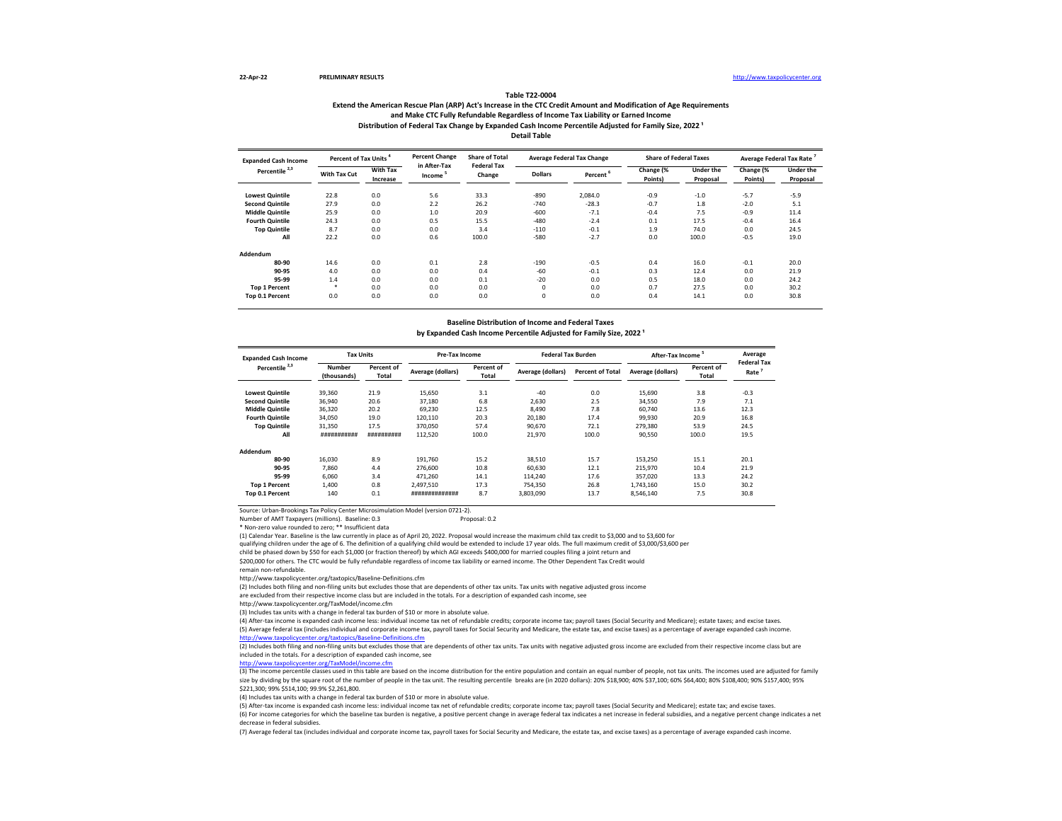22-Apr-22 **PRELIMINARY RESULTS** http://www.taxpolicycenter.org

**Table T22-0004**

**Extend the American Rescue Plan (ARP) Act's Increase in the CTC Credit Amount and Modification of Age Requirements and Make CTC Fully Refundable Regardless of Income Tax Liability or Earned Income**

**Distribution of Federal Tax Change by Expanded Cash Income Percentile Adjusted for Family Size, 2022 [1]**

**Detail Table**

| Expanded Cash Income Percentile [2,3] | Percent of Tax Units [4] | | Percent Change in After-Tax Income [5] | Share of Total Federal Tax Change | Average Federal Tax Change | | Share of Federal Taxes | | Average Federal Tax Rate [7] | |
|---|---|---|---|---|---|---|---|---|---|---|
| | With Tax Cut | With Tax Increase | | | Dollars | Percent [6] | Change (% Points) | Under the Proposal | Change (% Points) | Under the Proposal |
| Lowest Quintile | 22.8 | 0.0 | 5.6 | 33.3 | -890 | 2,084.0 | -0.9 | -1.0 | -5.7 | -5.9 |
| Second Quintile | 27.9 | 0.0 | 2.2 | 26.2 | -740 | -28.3 | -0.7 | 1.8 | -2.0 | 5.1 |
| Middle Quintile | 25.9 | 0.0 | 1.0 | 20.9 | -600 | -7.1 | -0.4 | 7.5 | -0.9 | 11.4 |
| Fourth Quintile | 24.3 | 0.0 | 0.5 | 15.5 | -480 | -2.4 | 0.1 | 17.5 | -0.4 | 16.4 |
| Top Quintile | 8.7 | 0.0 | 0.0 | 3.4 | -110 | -0.1 | 1.9 | 74.0 | 0.0 | 24.5 |
| All | 22.2 | 0.0 | 0.6 | 100.0 | -580 | -2.7 | 0.0 | 100.0 | -0.5 | 19.0 |
| **Addendum** | | | | | | | | | | |
| 80-90 | 14.6 | 0.0 | 0.1 | 2.8 | -190 | -0.5 | 0.4 | 16.0 | -0.1 | 20.0 |
| 90-95 | 4.0 | 0.0 | 0.0 | 0.4 | -60 | -0.1 | 0.3 | 12.4 | 0.0 | 21.9 |
| 95-99 | 1.4 | 0.0 | 0.0 | 0.1 | -20 | 0.0 | 0.5 | 18.0 | 0.0 | 24.2 |
| Top 1 Percent | * | 0.0 | 0.0 | 0.0 | 0 | 0.0 | 0.7 | 27.5 | 0.0 | 30.2 |
| Top 0.1 Percent | 0.0 | 0.0 | 0.0 | 0.0 | 0 | 0.0 | 0.4 | 14.1 | 0.0 | 30.8 |

**Baseline Distribution of Income and Federal Taxes**

**by Expanded Cash Income Percentile Adjusted for Family Size, 2022 [1]**

| Expanded Cash Income Percentile [2,3] | Tax Units | | Pre-Tax Income | | Federal Tax Burden | | After-Tax Income [5] | | Average Federal Tax Rate [7] |
|---|---|---|---|---|---|---|---|---|---|
| | Number (thousands) | Percent of Total | Average (dollars) | Percent of Total | Average (dollars) | Percent of Total | Average (dollars) | Percent of Total | |
| Lowest Quintile | 39,360 | 21.9 | 15,650 | 3.1 | -40 | 0.0 | 15,690 | 3.8 | -0.3 |
| Second Quintile | 36,940 | 20.6 | 37,180 | 6.8 | 2,630 | 2.5 | 34,550 | 7.9 | 7.1 |
| Middle Quintile | 36,320 | 20.2 | 69,230 | 12.5 | 8,490 | 7.8 | 60,740 | 13.6 | 12.3 |
| Fourth Quintile | 34,050 | 19.0 | 120,110 | 20.3 | 20,180 | 17.4 | 99,930 | 20.9 | 16.8 |
| Top Quintile | 31,350 | 17.5 | 370,050 | 57.4 | 90,670 | 72.1 | 279,380 | 53.9 | 24.5 |
| All | ########### | ########## | 112,520 | 100.0 | 21,970 | 100.0 | 90,550 | 100.0 | 19.5 |
| **Addendum** | | | | | | | | | |
| 80-90 | 16,030 | 8.9 | 191,760 | 15.2 | 38,510 | 15.7 | 153,250 | 15.1 | 20.1 |
| 90-95 | 7,860 | 4.4 | 276,600 | 10.8 | 60,630 | 12.1 | 215,970 | 10.4 | 21.9 |
| 95-99 | 6,060 | 3.4 | 471,260 | 14.1 | 114,240 | 17.6 | 357,020 | 13.3 | 24.2 |
| Top 1 Percent | 1,400 | 0.8 | 2,497,510 | 17.3 | 754,350 | 26.8 | 1,743,160 | 15.0 | 30.2 |
| Top 0.1 Percent | 140 | 0.1 | ############## | 8.7 | 3,803,090 | 13.7 | 8,546,140 | 7.5 | 30.8 |

Source: Urban-Brookings Tax Policy Center Microsimulation Model (version 0721-2).

Number of AMT Taxpayers (millions). Baseline: 0.3 Proposal: 0.2

\* Non-zero value rounded to zero; ** Insufficient data

(1) Calendar Year. Baseline is the law currently in place as of April 20, 2022. Proposal would increase the maximum child tax credit to $3,000 and to $3,600 for qualifying children under the age of 6. The definition of a qualifying child would be extended to include 17 year olds. The full maximum credit of $3,000/$3,600 per child be phased down by $50 for each $1,000 (or fraction thereof) by which AGI exceeds $400,000 for married couples filing a joint return and $200,000 for others. The CTC would be fully refundable regardless of income tax liability or earned income. The Other Dependent Tax Credit would remain non-refundable.

http://www.taxpolicycenter.org/taxtopics/Baseline-Definitions.cfm

(2) Includes both filing and non-filing units but excludes those that are dependents of other tax units. Tax units with negative adjusted gross income are excluded from their respective income class but are included in the totals. For a description of expanded cash income, see

http://www.taxpolicycenter.org/TaxModel/income.cfm

(3) Includes tax units with a change in federal tax burden of $10 or more in absolute value.

(4) After-tax income is expanded cash income less: individual income tax net of refundable credits; corporate income tax; payroll taxes (Social Security and Medicare); estate taxes; and excise taxes.

(5) Average federal tax (includes individual and corporate income tax, payroll taxes for Social Security and Medicare, the estate tax, and excise taxes) as a percentage of average expanded cash income.

http://www.taxpolicycenter.org/taxtopics/Baseline-Definitions.cfm

(2) Includes both filing and non-filing units but excludes those that are dependents of other tax units. Tax units with negative adjusted gross income are excluded from their respective income class but are included in the totals. For a description of expanded cash income, see

http://www.taxpolicycenter.org/TaxModel/income.cfm

(3) The income percentile classes used in this table are based on the income distribution for the entire population and contain an equal number of people, not tax units. The incomes used are adjusted for family size by dividing by the square root of the number of people in the tax unit. The resulting percentile breaks are (in 2020 dollars): 20% $18,900; 40% $37,100; 60% $64,400; 80% $108,400; 90% $157,400; 95% $221,300; 99% $514,100; 99.9% $2,261,800.

(4) Includes tax units with a change in federal tax burden of $10 or more in absolute value.

(5) After-tax income is expanded cash income less: individual income tax net of refundable credits; corporate income tax; payroll taxes (Social Security and Medicare); estate tax; and excise taxes.

(6) For income categories for which the baseline tax burden is negative, a positive percent change in average federal tax indicates a net increase in federal subsidies, and a negative percent change indicates a net decrease in federal subsidies.

(7) Average federal tax (includes individual and corporate income tax, payroll taxes for Social Security and Medicare, the estate tax, and excise taxes) as a percentage of average expanded cash income.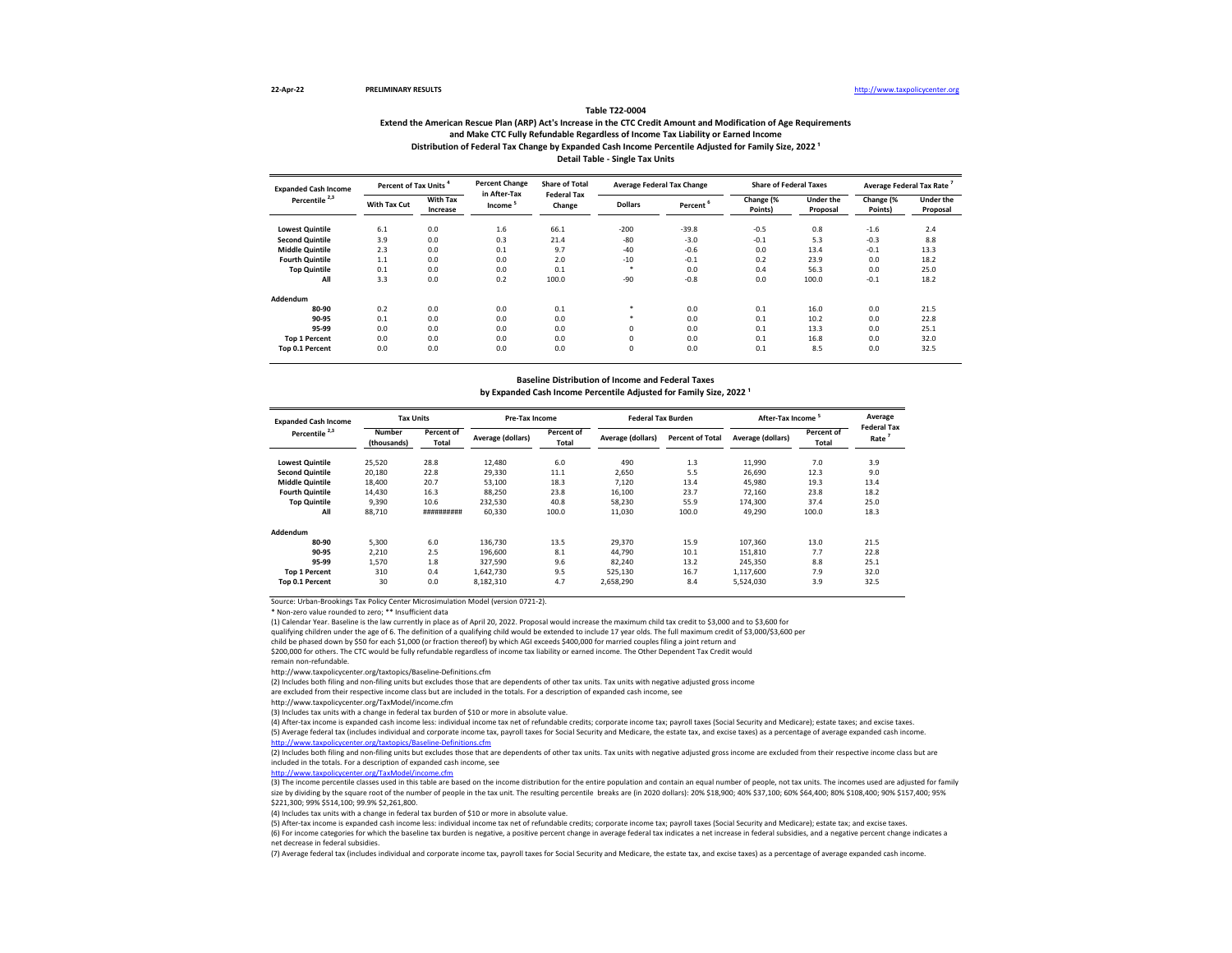22-Apr-22 **PRELIMINARY RESULTS** http://www.taxpolicycenter.org

**Table T22-0004**

**Extend the American Rescue Plan (ARP) Act's Increase in the CTC Credit Amount and Modification of Age Requirements and Make CTC Fully Refundable Regardless of Income Tax Liability or Earned Income**

**Distribution of Federal Tax Change by Expanded Cash Income Percentile Adjusted for Family Size, 2022 [1]**

**Detail Table - Single Tax Units**

| Expanded Cash Income Percentile [2,3] | Percent of Tax Units [4] | | Percent Change in After-Tax Income [5] | Share of Total Federal Tax Change | Average Federal Tax Change | | Share of Federal Taxes | | Average Federal Tax Rate [7] | |
|---|---|---|---|---|---|---|---|---|---|---|
| | With Tax Cut | With Tax Increase | | | Dollars | Percent [6] | Change (% Points) | Under the Proposal | Change (% Points) | Under the Proposal |
| Lowest Quintile | 6.1 | 0.0 | 1.6 | 66.1 | -200 | -39.8 | -0.5 | 0.8 | -1.6 | 2.4 |
| Second Quintile | 3.9 | 0.0 | 0.3 | 21.4 | -80 | -3.0 | -0.1 | 5.3 | -0.3 | 8.8 |
| Middle Quintile | 2.3 | 0.0 | 0.1 | 9.7 | -40 | -0.6 | 0.0 | 13.4 | -0.1 | 13.3 |
| Fourth Quintile | 1.1 | 0.0 | 0.0 | 2.0 | -10 | -0.1 | 0.2 | 23.9 | 0.0 | 18.2 |
| Top Quintile | 0.1 | 0.0 | 0.0 | 0.1 | * | 0.0 | 0.4 | 56.3 | 0.0 | 25.0 |
| All | 3.3 | 0.0 | 0.2 | 100.0 | -90 | -0.8 | 0.0 | 100.0 | -0.1 | 18.2 |
| **Addendum** | | | | | | | | | | |
| 80-90 | 0.2 | 0.0 | 0.0 | 0.1 | * | 0.0 | 0.1 | 16.0 | 0.0 | 21.5 |
| 90-95 | 0.1 | 0.0 | 0.0 | 0.0 | * | 0.0 | 0.1 | 10.2 | 0.0 | 22.8 |
| 95-99 | 0.0 | 0.0 | 0.0 | 0.0 | 0 | 0.0 | 0.1 | 13.3 | 0.0 | 25.1 |
| Top 1 Percent | 0.0 | 0.0 | 0.0 | 0.0 | 0 | 0.0 | 0.1 | 16.8 | 0.0 | 32.0 |
| Top 0.1 Percent | 0.0 | 0.0 | 0.0 | 0.0 | 0 | 0.0 | 0.1 | 8.5 | 0.0 | 32.5 |

**Baseline Distribution of Income and Federal Taxes by Expanded Cash Income Percentile Adjusted for Family Size, 2022 [1]**

| Expanded Cash Income Percentile [2,3] | Tax Units | | Pre-Tax Income | | Federal Tax Burden | | After-Tax Income [5] | | Average Federal Tax Rate [7] |
|---|---|---|---|---|---|---|---|---|---|
| | Number (thousands) | Percent of Total | Average (dollars) | Percent of Total | Average (dollars) | Percent of Total | Average (dollars) | Percent of Total | |
| Lowest Quintile | 25,520 | 28.8 | 12,480 | 6.0 | 490 | 1.3 | 11,990 | 7.0 | 3.9 |
| Second Quintile | 20,180 | 22.8 | 29,330 | 11.1 | 2,650 | 5.5 | 26,690 | 12.3 | 9.0 |
| Middle Quintile | 18,400 | 20.7 | 53,100 | 18.3 | 7,120 | 13.4 | 45,980 | 19.3 | 13.4 |
| Fourth Quintile | 14,430 | 16.3 | 88,250 | 23.8 | 16,100 | 23.7 | 72,160 | 23.8 | 18.2 |
| Top Quintile | 9,390 | 10.6 | 232,530 | 40.8 | 58,230 | 55.9 | 174,300 | 37.4 | 25.0 |
| All | 88,710 | ########## | 60,330 | 100.0 | 11,030 | 100.0 | 49,290 | 100.0 | 18.3 |
| **Addendum** | | | | | | | | | |
| 80-90 | 5,300 | 6.0 | 136,730 | 13.5 | 29,370 | 15.9 | 107,360 | 13.0 | 21.5 |
| 90-95 | 2,210 | 2.5 | 196,600 | 8.1 | 44,790 | 10.1 | 151,810 | 7.7 | 22.8 |
| 95-99 | 1,570 | 1.8 | 327,590 | 9.6 | 82,240 | 13.2 | 245,350 | 8.8 | 25.1 |
| Top 1 Percent | 310 | 0.4 | 1,642,730 | 9.5 | 525,130 | 16.7 | 1,117,600 | 7.9 | 32.0 |
| Top 0.1 Percent | 30 | 0.0 | 8,182,310 | 4.7 | 2,658,290 | 8.4 | 5,524,030 | 3.9 | 32.5 |

Source: Urban-Brookings Tax Policy Center Microsimulation Model (version 0721-2).

* Non-zero value rounded to zero; ** Insufficient data

(1) Calendar Year. Baseline is the law currently in place as of April 20, 2022. Proposal would increase the maximum child tax credit to $3,000 and to $3,600 for qualifying children under the age of 6. The definition of a qualifying child would be extended to include 17 year olds. The full maximum credit of $3,000/$3,600 per child be phased down by $50 for each $1,000 (or fraction thereof) by which AGI exceeds $400,000 for married couples filing a joint return and $200,000 for others. The CTC would be fully refundable regardless of income tax liability or earned income. The Other Dependent Tax Credit would remain non-refundable.

http://www.taxpolicycenter.org/taxtopics/Baseline-Definitions.cfm

(2) Includes both filing and non-filing units but excludes those that are dependents of other tax units. Tax units with negative adjusted gross income are excluded from their respective income class but are included in the totals. For a description of expanded cash income, see

http://www.taxpolicycenter.org/TaxModel/income.cfm

(3) Includes tax units with a change in federal tax burden of $10 or more in absolute value.

(4) After-tax income is expanded cash income less: individual income tax net of refundable credits; corporate income tax; payroll taxes (Social Security and Medicare); estate taxes; and excise taxes.

(5) Average federal tax (includes individual and corporate income tax, payroll taxes for Social Security and Medicare, the estate tax, and excise taxes) as a percentage of average expanded cash income.

http://www.taxpolicycenter.org/taxtopics/Baseline-Definitions.cfm

(2) Includes both filing and non-filing units but excludes those that are dependents of other tax units. Tax units with negative adjusted gross income are excluded from their respective income class but are included in the totals. For a description of expanded cash income, see

http://www.taxpolicycenter.org/TaxModel/income.cfm

(3) The income percentile classes used in this table are based on the income distribution for the entire population and contain an equal number of people, not tax units. The incomes used are adjusted for family size by dividing by the square root of the number of people in the tax unit. The resulting percentile breaks are (in 2020 dollars): 20% $18,900; 40% $37,100; 60% $64,400; 80% $108,400; 90% $157,400; 95% $221,300; 99% $514,100; 99.9% $2,261,800.

(4) Includes tax units with a change in federal tax burden of $10 or more in absolute value.

(5) After-tax income is expanded cash income less: individual income tax net of refundable credits; corporate income tax; payroll taxes (Social Security and Medicare); estate tax; and excise taxes.

(6) For income categories for which the baseline tax burden is negative, a positive percent change in average federal tax indicates a net increase in federal subsidies, and a negative percent change indicates a net decrease in federal subsidies.

(7) Average federal tax (includes individual and corporate income tax, payroll taxes for Social Security and Medicare, the estate tax, and excise taxes) as a percentage of average expanded cash income.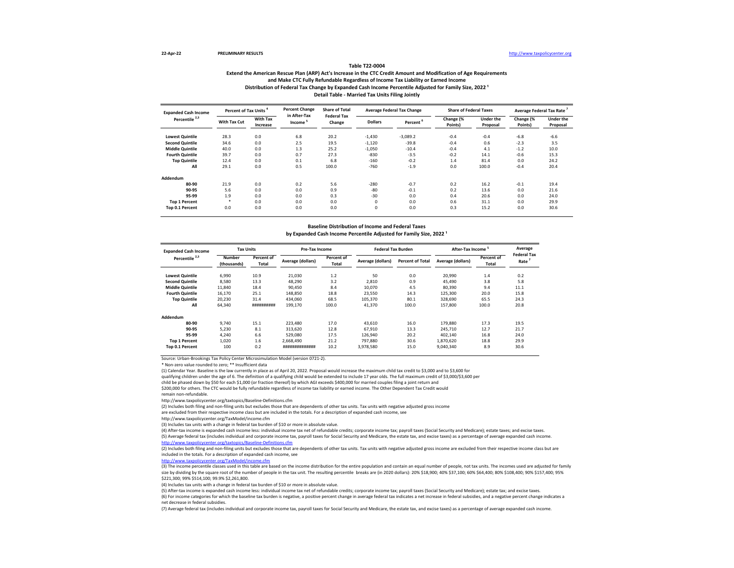22-Apr-22 **PRELIMINARY RESULTS** http://www.taxpolicycenter.org

### Table T22-0004

### Extend the American Rescue Plan (ARP) Act's Increase in the CTC Credit Amount and Modification of Age Requirements and Make CTC Fully Refundable Regardless of Income Tax Liability or Earned Income

### Distribution of Federal Tax Change by Expanded Cash Income Percentile Adjusted for Family Size, 2022 [1]

### Detail Table - Married Tax Units Filing Jointly

| Expanded Cash Income Percentile [2,3] | Percent of Tax Units [4] | | Percent Change in After-Tax Income [5] | Share of Total Federal Tax Change | Average Federal Tax Change | | Share of Federal Taxes | | Average Federal Tax Rate [7] | |
|---|---|---|---|---|---|---|---|---|---|---|
| | With Tax Cut | With Tax Increase | | | Dollars | Percent [6] | Change (% Points) | Under the Proposal | Change (% Points) | Under the Proposal |
| Lowest Quintile | 28.3 | 0.0 | 6.8 | 20.2 | -1,430 | -3,089.2 | -0.4 | -0.4 | -6.8 | -6.6 |
| Second Quintile | 34.6 | 0.0 | 2.5 | 19.5 | -1,120 | -39.8 | -0.4 | 0.6 | -2.3 | 3.5 |
| Middle Quintile | 40.0 | 0.0 | 1.3 | 25.2 | -1,050 | -10.4 | -0.4 | 4.1 | -1.2 | 10.0 |
| Fourth Quintile | 39.7 | 0.0 | 0.7 | 27.3 | -830 | -3.5 | -0.2 | 14.1 | -0.6 | 15.3 |
| Top Quintile | 12.4 | 0.0 | 0.1 | 6.8 | -160 | -0.2 | 1.4 | 81.4 | 0.0 | 24.2 |
| All | 29.1 | 0.0 | 0.5 | 100.0 | -760 | -1.9 | 0.0 | 100.0 | -0.4 | 20.4 |
| **Addendum** | | | | | | | | | | |
| 80-90 | 21.9 | 0.0 | 0.2 | 5.6 | -280 | -0.7 | 0.2 | 16.2 | -0.1 | 19.4 |
| 90-95 | 5.6 | 0.0 | 0.0 | 0.9 | -80 | -0.1 | 0.2 | 13.6 | 0.0 | 21.6 |
| 95-99 | 1.9 | 0.0 | 0.0 | 0.3 | -30 | 0.0 | 0.4 | 20.6 | 0.0 | 24.0 |
| Top 1 Percent | * | 0.0 | 0.0 | 0.0 | 0 | 0.0 | 0.6 | 31.1 | 0.0 | 29.9 |
| Top 0.1 Percent | 0.0 | 0.0 | 0.0 | 0.0 | 0 | 0.0 | 0.3 | 15.2 | 0.0 | 30.6 |

### Baseline Distribution of Income and Federal Taxes by Expanded Cash Income Percentile Adjusted for Family Size, 2022 [1]

| Expanded Cash Income Percentile [2,3] | Tax Units | | Pre-Tax Income | | Federal Tax Burden | | After-Tax Income [5] | | Average Federal Tax Rate [7] |
|---|---|---|---|---|---|---|---|---|---|
| | Number (thousands) | Percent of Total | Average (dollars) | Percent of Total | Average (dollars) | Percent of Total | Average (dollars) | Percent of Total | |
| Lowest Quintile | 6,990 | 10.9 | 21,030 | 1.2 | 50 | 0.0 | 20,990 | 1.4 | 0.2 |
| Second Quintile | 8,580 | 13.3 | 48,290 | 3.2 | 2,810 | 0.9 | 45,490 | 3.8 | 5.8 |
| Middle Quintile | 11,840 | 18.4 | 90,450 | 8.4 | 10,070 | 4.5 | 80,390 | 9.4 | 11.1 |
| Fourth Quintile | 16,170 | 25.1 | 148,850 | 18.8 | 23,550 | 14.3 | 125,300 | 20.0 | 15.8 |
| Top Quintile | 20,230 | 31.4 | 434,060 | 68.5 | 105,370 | 80.1 | 328,690 | 65.5 | 24.3 |
| All | 64,340 | ########## | 199,170 | 100.0 | 41,370 | 100.0 | 157,800 | 100.0 | 20.8 |
| **Addendum** | | | | | | | | | |
| 80-90 | 9,740 | 15.1 | 223,480 | 17.0 | 43,610 | 16.0 | 179,880 | 17.3 | 19.5 |
| 90-95 | 5,230 | 8.1 | 313,620 | 12.8 | 67,910 | 13.3 | 245,710 | 12.7 | 21.7 |
| 95-99 | 4,240 | 6.6 | 529,080 | 17.5 | 126,940 | 20.2 | 402,140 | 16.8 | 24.0 |
| Top 1 Percent | 1,020 | 1.6 | 2,668,490 | 21.2 | 797,880 | 30.6 | 1,870,620 | 18.8 | 29.9 |
| Top 0.1 Percent | 100 | 0.2 | ############## | 10.2 | 3,978,580 | 15.0 | 9,040,340 | 8.9 | 30.6 |

Source: Urban-Brookings Tax Policy Center Microsimulation Model (version 0721-2).

* Non-zero value rounded to zero; ** Insufficient data

(1) Calendar Year. Baseline is the law currently in place as of April 20, 2022. Proposal would increase the maximum child tax credit to $3,000 and to $3,600 for qualifying children under the age of 6. The definition of a qualifying child would be extended to include 17 year olds. The full maximum credit of $3,000/$3,600 per child be phased down by $50 for each $1,000 (or fraction thereof) by which AGI exceeds $400,000 for married couples filing a joint return and $200,000 for others. The CTC would be fully refundable regardless of income tax liability or earned income. The Other Dependent Tax Credit would remain non-refundable.

http://www.taxpolicycenter.org/taxtopics/Baseline-Definitions.cfm

(2) Includes both filing and non-filing units but excludes those that are dependents of other tax units. Tax units with negative adjusted gross income are excluded from their respective income class but are included in the totals. For a description of expanded cash income, see

http://www.taxpolicycenter.org/TaxModel/income.cfm

(3) Includes tax units with a change in federal tax burden of $10 or more in absolute value.

(4) After-tax income is expanded cash income less: individual income tax net of refundable credits; corporate income tax; payroll taxes (Social Security and Medicare); estate taxes; and excise taxes.

(5) Average federal tax (includes individual and corporate income tax, payroll taxes for Social Security and Medicare, the estate tax, and excise taxes) as a percentage of average expanded cash income.

http://www.taxpolicycenter.org/taxtopics/Baseline-Definitions.cfm

(2) Includes both filing and non-filing units but excludes those that are dependents of other tax units. Tax units with negative adjusted gross income are excluded from their respective income class but are included in the totals. For a description of expanded cash income, see

http://www.taxpolicycenter.org/TaxModel/income.cfm

(3) The income percentile classes used in this table are based on the income distribution for the entire population and contain an equal number of people, not tax units. The incomes used are adjusted for family size by dividing by the square root of the number of people in the tax unit. The resulting percentile breaks are (in 2020 dollars): 20% $18,900; 40% $37,100; 60% $64,400; 80% $108,400; 90% $157,400; 95% $221,300; 99% $514,100; 99.9% $2,261,800.

(4) Includes tax units with a change in federal tax burden of $10 or more in absolute value.

(5) After-tax income is expanded cash income less: individual income tax net of refundable credits; corporate income tax; payroll taxes (Social Security and Medicare); estate tax; and excise taxes.

(6) For income categories for which the baseline tax burden is negative, a positive percent change in average federal tax indicates a net increase in federal subsidies, and a negative percent change indicates a net decrease in federal subsidies.

(7) Average federal tax (includes individual and corporate income tax, payroll taxes for Social Security and Medicare, the estate tax, and excise taxes) as a percentage of average expanded cash income.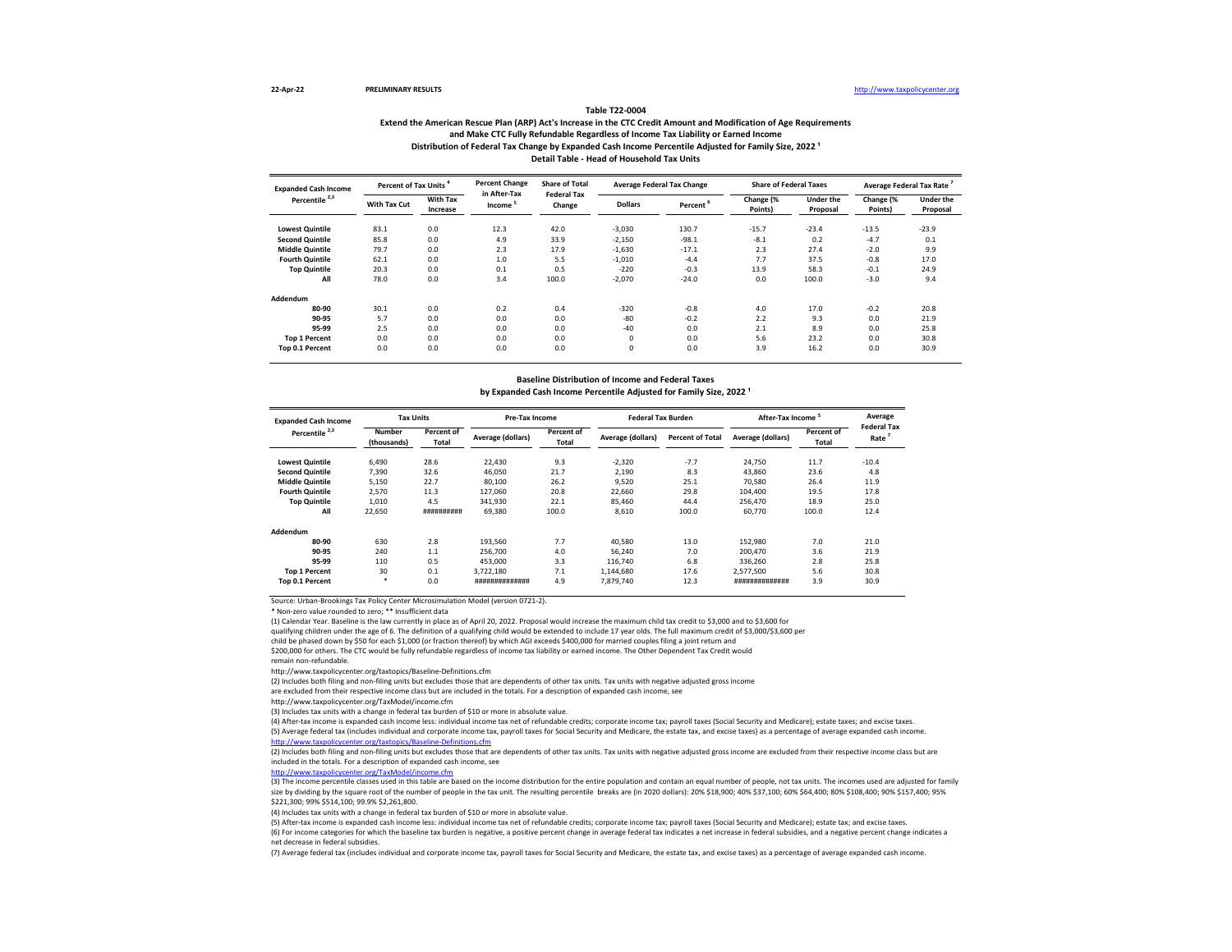22-Apr-22 **PRELIMINARY RESULTS** http://www.taxpolicycenter.org

### Table T22-0004
### Extend the American Rescue Plan (ARP) Act's Increase in the CTC Credit Amount and Modification of Age Requirements and Make CTC Fully Refundable Regardless of Income Tax Liability or Earned Income
### Distribution of Federal Tax Change by Expanded Cash Income Percentile Adjusted for Family Size, 2022 [1]
### Detail Table - Head of Household Tax Units

| Expanded Cash Income Percentile [2,3] | Percent of Tax Units [4] | | Percent Change in After-Tax Income [5] | Share of Total Federal Tax Change | Average Federal Tax Change | | Share of Federal Taxes | | Average Federal Tax Rate [7] | |
|---|---|---|---|---|---|---|---|---|---|---|
| | With Tax Cut | With Tax Increase | | | Dollars | Percent [6] | Change (% Points) | Under the Proposal | Change (% Points) | Under the Proposal |
| Lowest Quintile | 83.1 | 0.0 | 12.3 | 42.0 | -3,030 | 130.7 | -15.7 | -23.4 | -13.5 | -23.9 |
| Second Quintile | 85.8 | 0.0 | 4.9 | 33.9 | -2,150 | -98.1 | -8.1 | 0.2 | -4.7 | 0.1 |
| Middle Quintile | 79.7 | 0.0 | 2.3 | 17.9 | -1,630 | -17.1 | 2.3 | 27.4 | -2.0 | 9.9 |
| Fourth Quintile | 62.1 | 0.0 | 1.0 | 5.5 | -1,010 | -4.4 | 7.7 | 37.5 | -0.8 | 17.0 |
| Top Quintile | 20.3 | 0.0 | 0.1 | 0.5 | -220 | -0.3 | 13.9 | 58.3 | -0.1 | 24.9 |
| All | 78.0 | 0.0 | 3.4 | 100.0 | -2,070 | -24.0 | 0.0 | 100.0 | -3.0 | 9.4 |
| **Addendum** | | | | | | | | | | |
| 80-90 | 30.1 | 0.0 | 0.2 | 0.4 | -320 | -0.8 | 4.0 | 17.0 | -0.2 | 20.8 |
| 90-95 | 5.7 | 0.0 | 0.0 | 0.0 | -80 | -0.2 | 2.2 | 9.3 | 0.0 | 21.9 |
| 95-99 | 2.5 | 0.0 | 0.0 | 0.0 | -40 | 0.0 | 2.1 | 8.9 | 0.0 | 25.8 |
| Top 1 Percent | 0.0 | 0.0 | 0.0 | 0.0 | 0 | 0.0 | 5.6 | 23.2 | 0.0 | 30.8 |
| Top 0.1 Percent | 0.0 | 0.0 | 0.0 | 0.0 | 0 | 0.0 | 3.9 | 16.2 | 0.0 | 30.9 |

### Baseline Distribution of Income and Federal Taxes
### by Expanded Cash Income Percentile Adjusted for Family Size, 2022 [1]

| Expanded Cash Income Percentile [2,3] | Tax Units | | Pre-Tax Income | | Federal Tax Burden | | After-Tax Income [5] | | Average Federal Tax Rate [7] |
|---|---|---|---|---|---|---|---|---|---|
| | Number (thousands) | Percent of Total | Average (dollars) | Percent of Total | Average (dollars) | Percent of Total | Average (dollars) | Percent of Total | |
| Lowest Quintile | 6,490 | 28.6 | 22,430 | 9.3 | -2,320 | -7.7 | 24,750 | 11.7 | -10.4 |
| Second Quintile | 7,390 | 32.6 | 46,050 | 21.7 | 2,190 | 8.3 | 43,860 | 23.6 | 4.8 |
| Middle Quintile | 5,150 | 22.7 | 80,100 | 26.2 | 9,520 | 25.1 | 70,580 | 26.4 | 11.9 |
| Fourth Quintile | 2,570 | 11.3 | 127,060 | 20.8 | 22,660 | 29.8 | 104,400 | 19.5 | 17.8 |
| Top Quintile | 1,010 | 4.5 | 341,930 | 22.1 | 85,460 | 44.4 | 256,470 | 18.9 | 25.0 |
| All | 22,650 | ########## | 69,380 | 100.0 | 8,610 | 100.0 | 60,770 | 100.0 | 12.4 |
| **Addendum** | | | | | | | | | |
| 80-90 | 630 | 2.8 | 193,560 | 7.7 | 40,580 | 13.0 | 152,980 | 7.0 | 21.0 |
| 90-95 | 240 | 1.1 | 256,700 | 4.0 | 56,240 | 7.0 | 200,470 | 3.6 | 21.9 |
| 95-99 | 110 | 0.5 | 453,000 | 3.3 | 116,740 | 6.8 | 336,260 | 2.8 | 25.8 |
| Top 1 Percent | 30 | 0.1 | 3,722,180 | 7.1 | 1,144,680 | 17.6 | 2,577,500 | 5.6 | 30.8 |
| Top 0.1 Percent | * | 0.0 | ############## | 4.9 | 7,879,740 | 12.3 | ############## | 3.9 | 30.9 |

Source: Urban-Brookings Tax Policy Center Microsimulation Model (version 0721-2).

* Non-zero value rounded to zero; ** Insufficient data

(1) Calendar Year. Baseline is the law currently in place as of April 20, 2022. Proposal would increase the maximum child tax credit to $3,000 and to $3,600 for qualifying children under the age of 6. The definition of a qualifying child would be extended to include 17 year olds. The full maximum credit of $3,000/$3,600 per child be phased down by $50 for each $1,000 (or fraction thereof) by which AGI exceeds $400,000 for married couples filing a joint return and $200,000 for others. The CTC would be fully refundable regardless of income tax liability or earned income. The Other Dependent Tax Credit would remain non-refundable.

http://www.taxpolicycenter.org/taxtopics/Baseline-Definitions.cfm

(2) Includes both filing and non-filing units but excludes those that are dependents of other tax units. Tax units with negative adjusted gross income are excluded from their respective income class but are included in the totals. For a description of expanded cash income, see

http://www.taxpolicycenter.org/TaxModel/income.cfm

(3) Includes tax units with a change in federal tax burden of $10 or more in absolute value.

(4) After-tax income is expanded cash income less: individual income tax net of refundable credits; corporate income tax; payroll taxes (Social Security and Medicare); estate taxes; and excise taxes.

(5) Average federal tax (includes individual and corporate income tax, payroll taxes for Social Security and Medicare, the estate tax, and excise taxes) as a percentage of average expanded cash income.

http://www.taxpolicycenter.org/taxtopics/Baseline-Definitions.cfm

(2) Includes both filing and non-filing units but excludes those that are dependents of other tax units. Tax units with negative adjusted gross income are excluded from their respective income class but are included in the totals. For a description of expanded cash income, see

http://www.taxpolicycenter.org/TaxModel/income.cfm

(3) The income percentile classes used in this table are based on the income distribution for the entire population and contain an equal number of people, not tax units. The incomes used are adjusted for family size by dividing by the square root of the number of people in the tax unit. The resulting percentile breaks are (in 2020 dollars): 20% $18,900; 40% $37,100; 60% $64,400; 80% $108,400; 90% $157,400; 95% $221,300; 99% $514,100; 99.9% $2,261,800.

(4) Includes tax units with a change in federal tax burden of $10 or more in absolute value.

(5) After-tax income is expanded cash income less: individual income tax net of refundable credits; corporate income tax; payroll taxes (Social Security and Medicare); estate tax; and excise taxes.

(6) For income categories for which the baseline tax burden is negative, a positive percent change in average federal tax indicates a net increase in federal subsidies, and a negative percent change indicates a net decrease in federal subsidies.

(7) Average federal tax (includes individual and corporate income tax, payroll taxes for Social Security and Medicare, the estate tax, and excise taxes) as a percentage of average expanded cash income.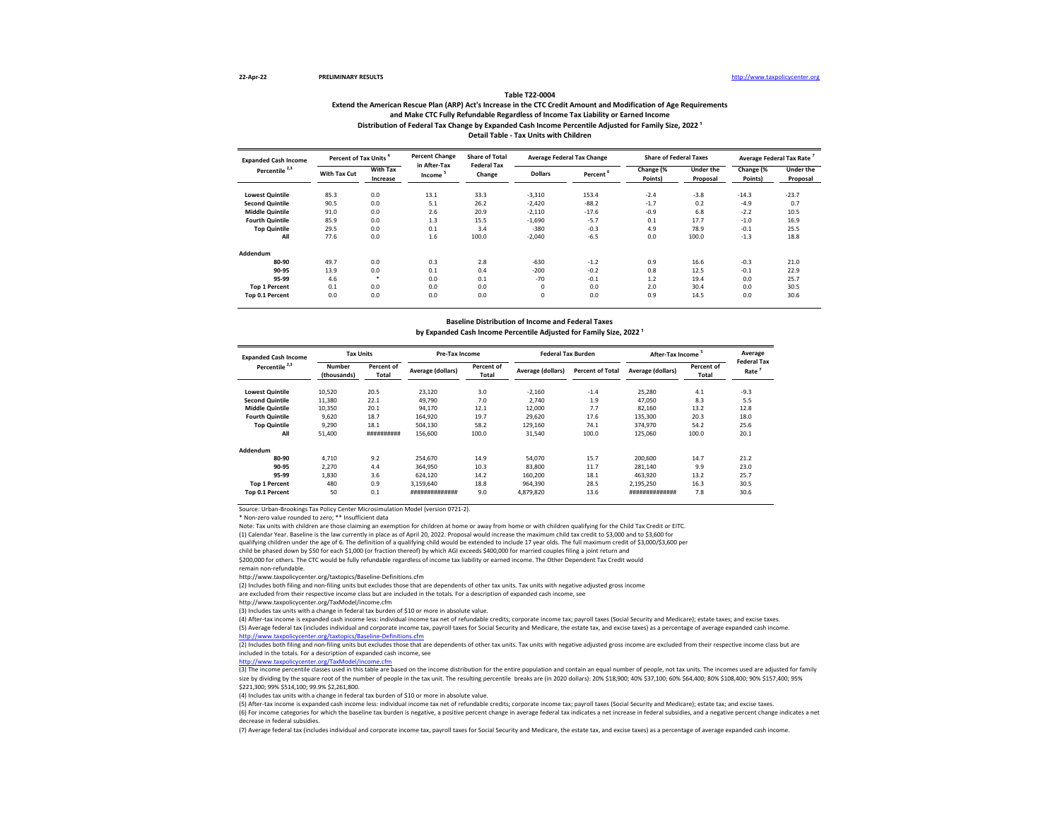22-Apr-22 **PRELIMINARY RESULTS** http://www.taxpolicycenter.org

**Table T22-0004**

**Extend the American Rescue Plan (ARP) Act's Increase in the CTC Credit Amount and Modification of Age Requirements and Make CTC Fully Refundable Regardless of Income Tax Liability or Earned Income**

**Distribution of Federal Tax Change by Expanded Cash Income Percentile Adjusted for Family Size, 2022 [1]**

**Detail Table - Tax Units with Children**

| Expanded Cash Income Percentile [2,3] | Percent of Tax Units [4] | | Percent Change in After-Tax Income [5] | Share of Total Federal Tax Change | Average Federal Tax Change | | Share of Federal Taxes | | Average Federal Tax Rate [7] | |
|---|---|---|---|---|---|---|---|---|---|---|
| | With Tax Cut | With Tax Increase | | | Dollars | Percent [6] | Change (% Points) | Under the Proposal | Change (% Points) | Under the Proposal |
| Lowest Quintile | 85.3 | 0.0 | 13.1 | 33.3 | -3,310 | 153.4 | -2.4 | -3.8 | -14.3 | -23.7 |
| Second Quintile | 90.5 | 0.0 | 5.1 | 26.2 | -2,420 | -88.2 | -1.7 | 0.2 | -4.9 | 0.7 |
| Middle Quintile | 91.0 | 0.0 | 2.6 | 20.9 | -2,110 | -17.6 | -0.9 | 6.8 | -2.2 | 10.5 |
| Fourth Quintile | 85.9 | 0.0 | 1.3 | 15.5 | -1,690 | -5.7 | 0.1 | 17.7 | -1.0 | 16.9 |
| Top Quintile | 29.5 | 0.0 | 0.1 | 3.4 | -380 | -0.3 | 4.9 | 78.9 | -0.1 | 25.5 |
| All | 77.6 | 0.0 | 1.6 | 100.0 | -2,040 | -6.5 | 0.0 | 100.0 | -1.3 | 18.8 |
| **Addendum** | | | | | | | | | | |
| 80-90 | 49.7 | 0.0 | 0.3 | 2.8 | -630 | -1.2 | 0.9 | 16.6 | -0.3 | 21.0 |
| 90-95 | 13.9 | 0.0 | 0.1 | 0.4 | -200 | -0.2 | 0.8 | 12.5 | -0.1 | 22.9 |
| 95-99 | 4.6 | * | 0.0 | 0.1 | -70 | -0.1 | 1.2 | 19.4 | 0.0 | 25.7 |
| Top 1 Percent | 0.1 | 0.0 | 0.0 | 0.0 | 0 | 0.0 | 2.0 | 30.4 | 0.0 | 30.5 |
| Top 0.1 Percent | 0.0 | 0.0 | 0.0 | 0.0 | 0 | 0.0 | 0.9 | 14.5 | 0.0 | 30.6 |

**Baseline Distribution of Income and Federal Taxes**

**by Expanded Cash Income Percentile Adjusted for Family Size, 2022 [1]**

| Expanded Cash Income Percentile [2,3] | Tax Units | | Pre-Tax Income | | Federal Tax Burden | | After-Tax Income [5] | | Average Federal Tax Rate [7] |
|---|---|---|---|---|---|---|---|---|---|
| | Number (thousands) | Percent of Total | Average (dollars) | Percent of Total | Average (dollars) | Percent of Total | Average (dollars) | Percent of Total | |
| Lowest Quintile | 10,520 | 20.5 | 23,120 | 3.0 | -2,160 | -1.4 | 25,280 | 4.1 | -9.3 |
| Second Quintile | 11,380 | 22.1 | 49,790 | 7.0 | 2,740 | 1.9 | 47,050 | 8.3 | 5.5 |
| Middle Quintile | 10,350 | 20.1 | 94,170 | 12.1 | 12,000 | 7.7 | 82,160 | 13.2 | 12.8 |
| Fourth Quintile | 9,620 | 18.7 | 164,920 | 19.7 | 29,620 | 17.6 | 135,300 | 20.3 | 18.0 |
| Top Quintile | 9,290 | 18.1 | 504,130 | 58.2 | 129,160 | 74.1 | 374,970 | 54.2 | 25.6 |
| All | 51,400 | ########## | 156,600 | 100.0 | 31,540 | 100.0 | 125,060 | 100.0 | 20.1 |
| **Addendum** | | | | | | | | | |
| 80-90 | 4,710 | 9.2 | 254,670 | 14.9 | 54,070 | 15.7 | 200,600 | 14.7 | 21.2 |
| 90-95 | 2,270 | 4.4 | 364,950 | 10.3 | 83,800 | 11.7 | 281,140 | 9.9 | 23.0 |
| 95-99 | 1,830 | 3.6 | 624,120 | 14.2 | 160,200 | 18.1 | 463,920 | 13.2 | 25.7 |
| Top 1 Percent | 480 | 0.9 | 3,159,640 | 18.8 | 964,390 | 28.5 | 2,195,250 | 16.3 | 30.5 |
| Top 0.1 Percent | 50 | 0.1 | ############## | 9.0 | 4,879,820 | 13.6 | ############## | 7.8 | 30.6 |

Source: Urban-Brookings Tax Policy Center Microsimulation Model (version 0721-2).

\* Non-zero value rounded to zero; ** Insufficient data

Note: Tax units with children are those claiming an exemption for children at home or away from home or with children qualifying for the Child Tax Credit or EITC.

(1) Calendar Year. Baseline is the law currently in place as of April 20, 2022. Proposal would increase the maximum child tax credit to $3,000 and to $3,600 for qualifying children under the age of 6. The definition of a qualifying child would be extended to include 17 year olds. The full maximum credit of $3,000/$3,600 per child be phased down by $50 for each $1,000 (or fraction thereof) by which AGI exceeds $400,000 for married couples filing a joint return and $200,000 for others. The CTC would be fully refundable regardless of income tax liability or earned income. The Other Dependent Tax Credit would remain non-refundable.

http://www.taxpolicycenter.org/taxtopics/Baseline-Definitions.cfm

(2) Includes both filing and non-filing units but excludes those that are dependents of other tax units. Tax units with negative adjusted gross income are excluded from their respective income class but are included in the totals. For a description of expanded cash income, see

http://www.taxpolicycenter.org/TaxModel/income.cfm

(3) Includes tax units with a change in federal tax burden of $10 or more in absolute value.

(4) After-tax income is expanded cash income less: individual income tax net of refundable credits; corporate income tax; payroll taxes (Social Security and Medicare); estate taxes; and excise taxes.

(5) Average federal tax (includes individual and corporate income tax, payroll taxes for Social Security and Medicare, the estate tax, and excise taxes) as a percentage of average expanded cash income.

http://www.taxpolicycenter.org/taxtopics/Baseline-Definitions.cfm

(2) Includes both filing and non-filing units but excludes those that are dependents of other tax units. Tax units with negative adjusted gross income are excluded from their respective income class but are included in the totals. For a description of expanded cash income, see

http://www.taxpolicycenter.org/TaxModel/income.cfm

(3) The income percentile classes used in this table are based on the income distribution for the entire population and contain an equal number of people, not tax units. The incomes used are adjusted for family size by dividing by the square root of the number of people in the tax unit. The resulting percentile breaks are (in 2020 dollars): 20% $18,900; 40% $37,100; 60% $64,400; 80% $108,400; 90% $157,400; 95% $221,300; 99% $514,100; 99.9% $2,261,800.

(4) Includes tax units with a change in federal tax burden of $10 or more in absolute value.

(5) After-tax income is expanded cash income less: individual income tax net of refundable credits; corporate income tax; payroll taxes (Social Security and Medicare); estate tax; and excise taxes.

(6) For income categories for which the baseline tax burden is negative, a positive percent change in average federal tax indicates a net increase in federal subsidies, and a negative percent change indicates a net decrease in federal subsidies.

(7) Average federal tax (includes individual and corporate income tax, payroll taxes for Social Security and Medicare, the estate tax, and excise taxes) as a percentage of average expanded cash income.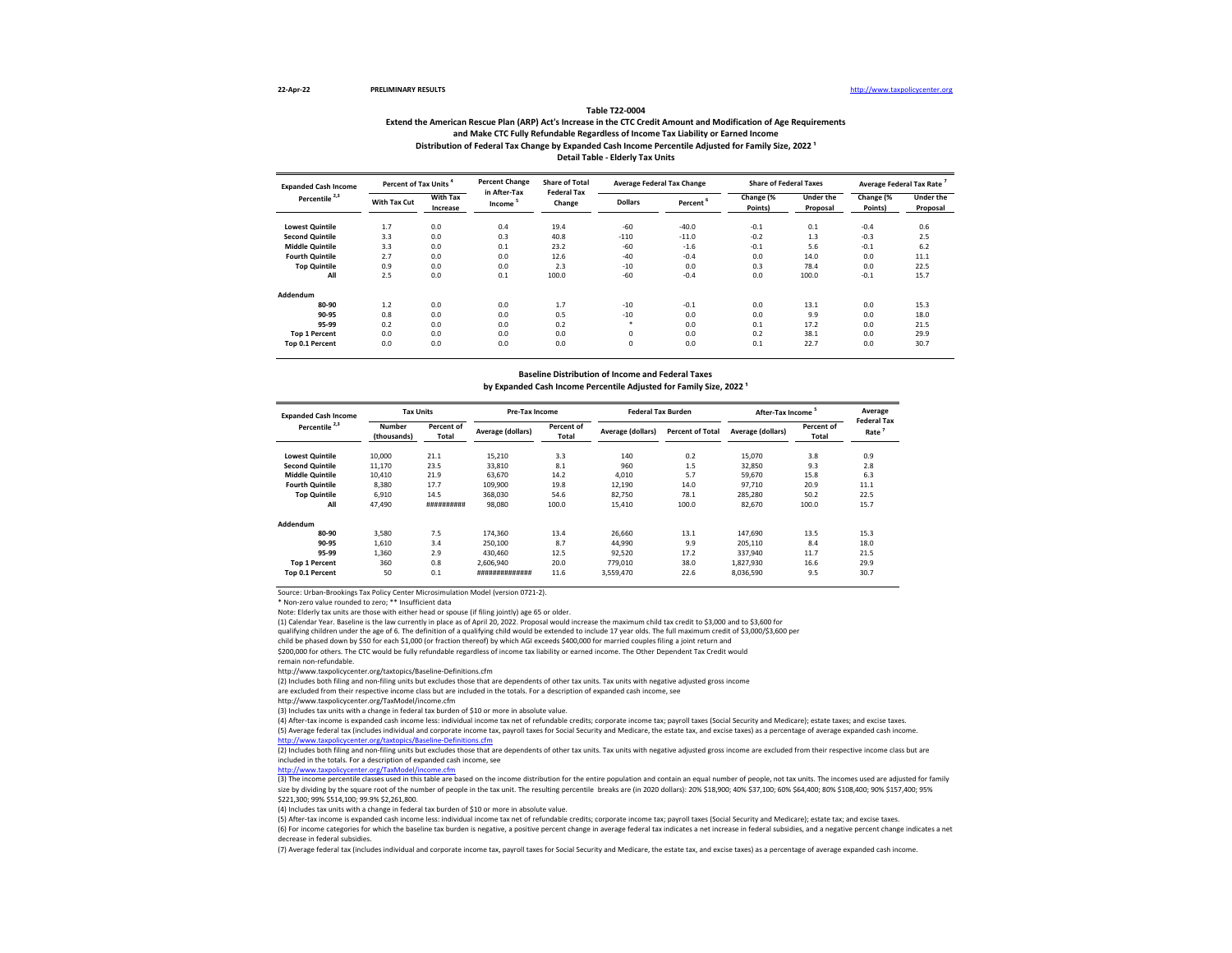22-Apr-22 **PRELIMINARY RESULTS** http://www.taxpolicycenter.org

**Table T22-0004**

**Extend the American Rescue Plan (ARP) Act's Increase in the CTC Credit Amount and Modification of Age Requirements and Make CTC Fully Refundable Regardless of Income Tax Liability or Earned Income**

**Distribution of Federal Tax Change by Expanded Cash Income Percentile Adjusted for Family Size, 2022 [1]**

**Detail Table - Elderly Tax Units**

| Expanded Cash Income Percentile [2,3] | Percent of Tax Units [4] | | Percent Change in After-Tax Income [5] | Share of Total Federal Tax Change | Average Federal Tax Change | | Share of Federal Taxes | | Average Federal Tax Rate [7] | |
|---|---|---|---|---|---|---|---|---|---|---|
| | With Tax Cut | With Tax Increase | | | Dollars | Percent [6] | Change (% Points) | Under the Proposal | Change (% Points) | Under the Proposal |
| Lowest Quintile | 1.7 | 0.0 | 0.4 | 19.4 | -60 | -40.0 | -0.1 | 0.1 | -0.4 | 0.6 |
| Second Quintile | 3.3 | 0.0 | 0.3 | 40.8 | -110 | -11.0 | -0.2 | 1.3 | -0.3 | 2.5 |
| Middle Quintile | 3.3 | 0.0 | 0.1 | 23.2 | -60 | -1.6 | -0.1 | 5.6 | -0.1 | 6.2 |
| Fourth Quintile | 2.7 | 0.0 | 0.0 | 12.6 | -40 | -0.4 | 0.0 | 14.0 | 0.0 | 11.1 |
| Top Quintile | 0.9 | 0.0 | 0.0 | 2.3 | -10 | 0.0 | 0.3 | 78.4 | 0.0 | 22.5 |
| All | 2.5 | 0.0 | 0.1 | 100.0 | -60 | -0.4 | 0.0 | 100.0 | -0.1 | 15.7 |
| **Addendum** | | | | | | | | | | |
| 80-90 | 1.2 | 0.0 | 0.0 | 1.7 | -10 | -0.1 | 0.0 | 13.1 | 0.0 | 15.3 |
| 90-95 | 0.8 | 0.0 | 0.0 | 0.5 | -10 | 0.0 | 0.0 | 9.9 | 0.0 | 18.0 |
| 95-99 | 0.2 | 0.0 | 0.0 | 0.2 | * | 0.0 | 0.1 | 17.2 | 0.0 | 21.5 |
| Top 1 Percent | 0.0 | 0.0 | 0.0 | 0.0 | 0 | 0.0 | 0.2 | 38.1 | 0.0 | 29.9 |
| Top 0.1 Percent | 0.0 | 0.0 | 0.0 | 0.0 | 0 | 0.0 | 0.1 | 22.7 | 0.0 | 30.7 |

**Baseline Distribution of Income and Federal Taxes**

**by Expanded Cash Income Percentile Adjusted for Family Size, 2022 [1]**

| Expanded Cash Income Percentile [2,3] | Tax Units | | Pre-Tax Income | | Federal Tax Burden | | After-Tax Income [5] | | Average Federal Tax Rate [7] |
|---|---|---|---|---|---|---|---|---|---|
| | Number (thousands) | Percent of Total | Average (dollars) | Percent of Total | Average (dollars) | Percent of Total | Average (dollars) | Percent of Total | |
| Lowest Quintile | 10,000 | 21.1 | 15,210 | 3.3 | 140 | 0.2 | 15,070 | 3.8 | 0.9 |
| Second Quintile | 11,170 | 23.5 | 33,810 | 8.1 | 960 | 1.5 | 32,850 | 9.3 | 2.8 |
| Middle Quintile | 10,410 | 21.9 | 63,670 | 14.2 | 4,010 | 5.7 | 59,670 | 15.8 | 6.3 |
| Fourth Quintile | 8,380 | 17.7 | 109,900 | 19.8 | 12,190 | 14.0 | 97,710 | 20.9 | 11.1 |
| Top Quintile | 6,910 | 14.5 | 368,030 | 54.6 | 82,750 | 78.1 | 285,280 | 50.2 | 22.5 |
| All | 47,490 | ########## | 98,080 | 100.0 | 15,410 | 100.0 | 82,670 | 100.0 | 15.7 |
| **Addendum** | | | | | | | | | |
| 80-90 | 3,580 | 7.5 | 174,360 | 13.4 | 26,660 | 13.1 | 147,690 | 13.5 | 15.3 |
| 90-95 | 1,610 | 3.4 | 250,100 | 8.7 | 44,990 | 9.9 | 205,110 | 8.4 | 18.0 |
| 95-99 | 1,360 | 2.9 | 430,460 | 12.5 | 92,520 | 17.2 | 337,940 | 11.7 | 21.5 |
| Top 1 Percent | 360 | 0.8 | 2,606,940 | 20.0 | 779,010 | 38.0 | 1,827,930 | 16.6 | 29.9 |
| Top 0.1 Percent | 50 | 0.1 | ############## | 11.6 | 3,559,470 | 22.6 | 8,036,590 | 9.5 | 30.7 |

Source: Urban-Brookings Tax Policy Center Microsimulation Model (version 0721-2).

* Non-zero value rounded to zero; ** Insufficient data

Note: Elderly tax units are those with either head or spouse (if filing jointly) age 65 or older.

(1) Calendar Year. Baseline is the law currently in place as of April 20, 2022. Proposal would increase the maximum child tax credit to $3,000 and to $3,600 for qualifying children under the age of 6. The definition of a qualifying child would be extended to include 17 year olds. The full maximum credit of $3,000/$3,600 per child be phased down by $50 for each $1,000 (or fraction thereof) by which AGI exceeds $400,000 for married couples filing a joint return and $200,000 for others. The CTC would be fully refundable regardless of income tax liability or earned income. The Other Dependent Tax Credit would remain non-refundable.

http://www.taxpolicycenter.org/taxtopics/Baseline-Definitions.cfm

(2) Includes both filing and non-filing units but excludes those that are dependents of other tax units. Tax units with negative adjusted gross income are excluded from their respective income class but are included in the totals. For a description of expanded cash income, see

http://www.taxpolicycenter.org/TaxModel/income.cfm

(3) Includes tax units with a change in federal tax burden of $10 or more in absolute value.

(4) After-tax income is expanded cash income less: individual income tax net of refundable credits; corporate income tax; payroll taxes (Social Security and Medicare); estate taxes; and excise taxes.

(5) Average federal tax (includes individual and corporate income tax, payroll taxes for Social Security and Medicare, the estate tax, and excise taxes) as a percentage of average expanded cash income.

http://www.taxpolicycenter.org/taxtopics/Baseline-Definitions.cfm

(2) Includes both filing and non-filing units but excludes those that are dependents of other tax units. Tax units with negative adjusted gross income are excluded from their respective income class but are included in the totals. For a description of expanded cash income, see

http://www.taxpolicycenter.org/TaxModel/income.cfm

(3) The income percentile classes used in this table are based on the income distribution for the entire population and contain an equal number of people, not tax units. The incomes used are adjusted for family size by dividing by the square root of the number of people in the tax unit. The resulting percentile breaks are (in 2020 dollars): 20% $18,900; 40% $37,100; 60% $64,400; 80% $108,400; 90% $157,400; 95% $221,300; 99% $514,100; 99.9% $2,261,800.

(4) Includes tax units with a change in federal tax burden of $10 or more in absolute value.

(5) After-tax income is expanded cash income less: individual income tax net of refundable credits; corporate income tax; payroll taxes (Social Security and Medicare); estate tax; and excise taxes.

(6) For income categories for which the baseline tax burden is negative, a positive percent change in average federal tax indicates a net increase in federal subsidies, and a negative percent change indicates a net decrease in federal subsidies.

(7) Average federal tax (includes individual and corporate income tax, payroll taxes for Social Security and Medicare, the estate tax, and excise taxes) as a percentage of average expanded cash income.